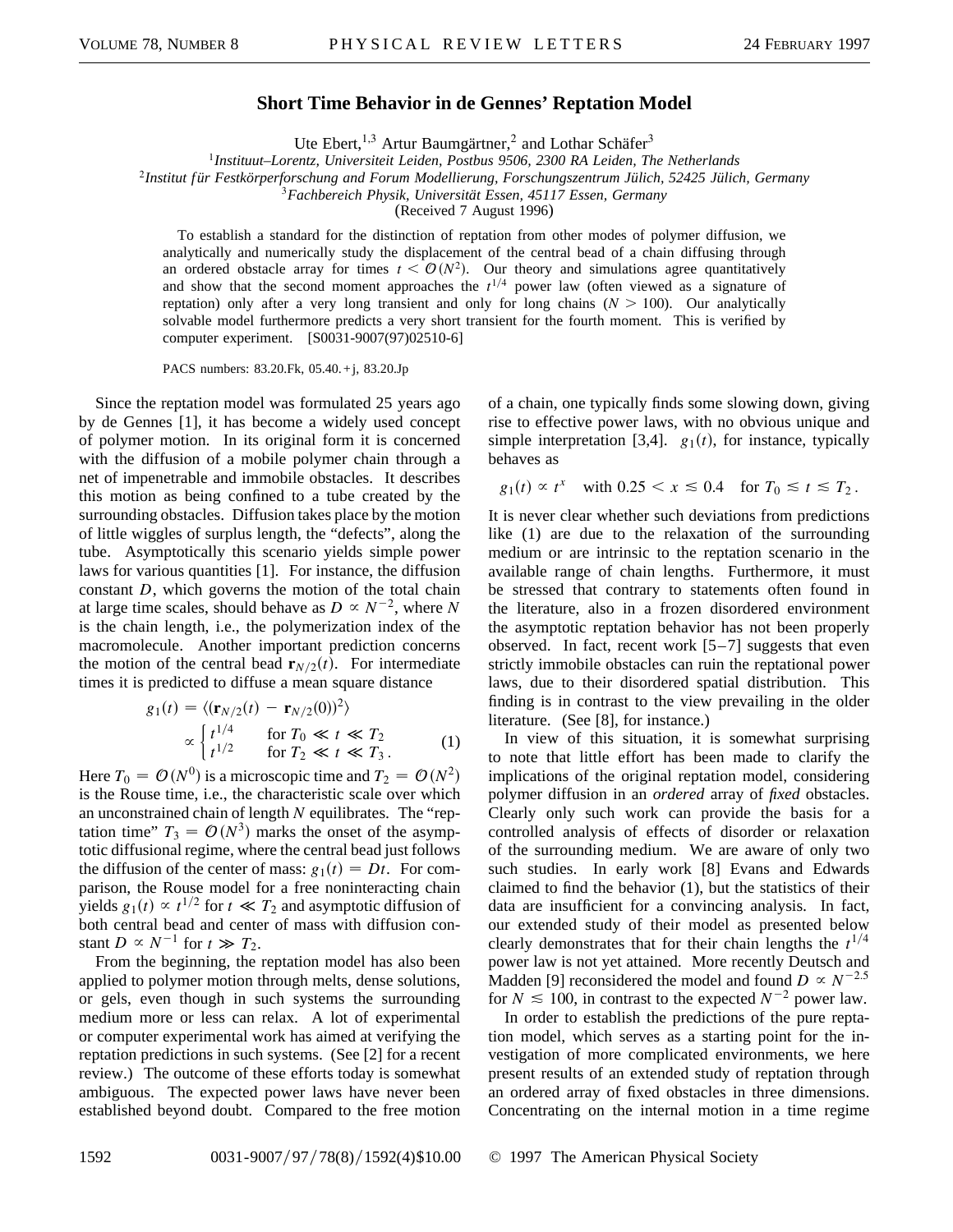# Short Time Behavior in de Gennes' Reptation Model

Ute Ebert,[1,3] Artur Baumgärtner,[2] and Lothar Schäfer[3]

[1]*Instituut–Lorentz, Universiteit Leiden, Postbus 9506, 2300 RA Leiden, The Netherlands*

[2]*Institut für Festkörperforschung and Forum Modellierung, Forschungszentrum Jülich, 52425 Jülich, Germany*

[3]*Fachbereich Physik, Universität Essen, 45117 Essen, Germany*

(Received 7 August 1996)

To establish a standard for the distinction of reptation from other modes of polymer diffusion, we analytically and numerically study the displacement of the central bead of a chain diffusing through an ordered obstacle array for times $t < \mathcal{O}(N^2)$. Our theory and simulations agree quantitatively and show that the second moment approaches the $t^{1/4}$ power law (often viewed as a signature of reptation) only after a very long transient and only for long chains ($N > 100$). Our analytically solvable model furthermore predicts a very short transient for the fourth moment. This is verified by computer experiment. [S0031-9007(97)02510-6]

PACS numbers: 83.20.Fk, 05.40.+j, 83.20.Jp

Since the reptation model was formulated 25 years ago by de Gennes [1], it has become a widely used concept of polymer motion. In its original form it is concerned with the diffusion of a mobile polymer chain through a net of impenetrable and immobile obstacles. It describes this motion as being confined to a tube created by the surrounding obstacles. Diffusion takes place by the motion of little wiggles of surplus length, the "defects", along the tube. Asymptotically this scenario yields simple power laws for various quantities [1]. For instance, the diffusion constant $D$, which governs the motion of the total chain at large time scales, should behave as $D \propto N^{-2}$, where $N$ is the chain length, i.e., the polymerization index of the macromolecule. Another important prediction concerns the motion of the central bead $\mathbf{r}_{N/2}(t)$. For intermediate times it is predicted to diffuse a mean square distance

$$g_1(t) = \langle (\mathbf{r}_{N/2}(t) - \mathbf{r}_{N/2}(0))^2 \rangle \propto \begin{cases} t^{1/4} & \text{for } T_0 \ll t \ll T_2 \\ t^{1/2} & \text{for } T_2 \ll t \ll T_3 \,. \end{cases} \tag{1}$$

Here $T_0 = \mathcal{O}(N^0)$ is a microscopic time and $T_2 = \mathcal{O}(N^2)$ is the Rouse time, i.e., the characteristic scale over which an unconstrained chain of length $N$ equilibrates. The "reptation time" $T_3 = \mathcal{O}(N^3)$ marks the onset of the asymptotic diffusional regime, where the central bead just follows the diffusion of the center of mass: $g_1(t) = Dt$. For comparison, the Rouse model for a free noninteracting chain yields $g_1(t) \propto t^{1/2}$ for $t \ll T_2$ and asymptotic diffusion of both central bead and center of mass with diffusion constant $D \propto N^{-1}$ for $t \gg T_2$.

From the beginning, the reptation model has also been applied to polymer motion through melts, dense solutions, or gels, even though in such systems the surrounding medium more or less can relax. A lot of experimental or computer experimental work has aimed at verifying the reptation predictions in such systems. (See [2] for a recent review.) The outcome of these efforts today is somewhat ambiguous. The expected power laws have never been established beyond doubt. Compared to the free motion of a chain, one typically finds some slowing down, giving rise to effective power laws, with no obvious unique and simple interpretation [3,4]. $g_1(t)$, for instance, typically behaves as

$$g_1(t) \propto t^x \quad \text{with } 0.25 < x \lesssim 0.4 \quad \text{for } T_0 \lesssim t \lesssim T_2 \,.$$

It is never clear whether such deviations from predictions like (1) are due to the relaxation of the surrounding medium or are intrinsic to the reptation scenario in the available range of chain lengths. Furthermore, it must be stressed that contrary to statements often found in the literature, also in a frozen disordered environment the asymptotic reptation behavior has not been properly observed. In fact, recent work [5–7] suggests that even strictly immobile obstacles can ruin the reptational power laws, due to their disordered spatial distribution. This finding is in contrast to the view prevailing in the older literature. (See [8], for instance.)

In view of this situation, it is somewhat surprising to note that little effort has been made to clarify the implications of the original reptation model, considering polymer diffusion in an *ordered* array of *fixed* obstacles. Clearly only such work can provide the basis for a controlled analysis of effects of disorder or relaxation of the surrounding medium. We are aware of only two such studies. In early work [8] Evans and Edwards claimed to find the behavior (1), but the statistics of their data are insufficient for a convincing analysis. In fact, our extended study of their model as presented below clearly demonstrates that for their chain lengths the $t^{1/4}$ power law is not yet attained. More recently Deutsch and Madden [9] reconsidered the model and found $D \propto N^{-2.5}$ for $N \lesssim 100$, in contrast to the expected $N^{-2}$ power law.

In order to establish the predictions of the pure reptation model, which serves as a starting point for the investigation of more complicated environments, we here present results of an extended study of reptation through an ordered array of fixed obstacles in three dimensions. Concentrating on the internal motion in a time regime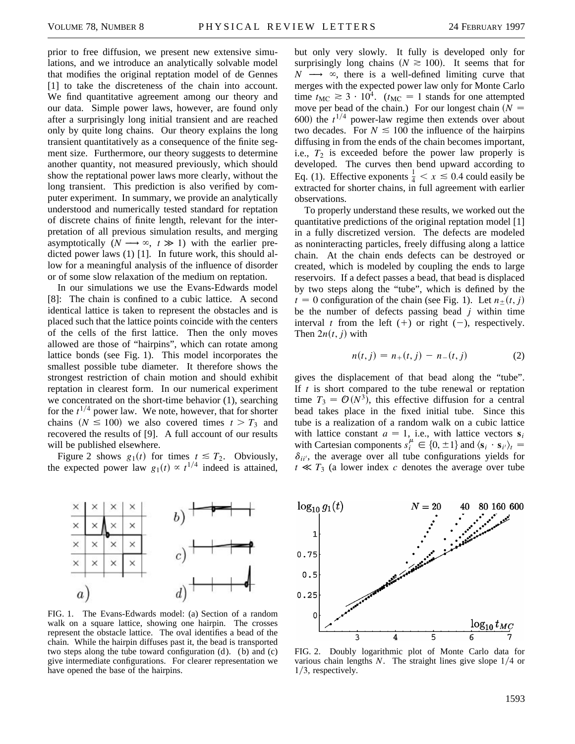prior to free diffusion, we present new extensive simulations, and we introduce an analytically solvable model that modifies the original reptation model of de Gennes [1] to take the discreteness of the chain into account. We find quantitative agreement among our theory and our data. Simple power laws, however, are found only after a surprisingly long initial transient and are reached only by quite long chains. Our theory explains the long transient quantitatively as a consequence of the finite segment size. Furthermore, our theory suggests to determine another quantity, not measured previously, which should show the reptational power laws more clearly, without the long transient. This prediction is also verified by computer experiment. In summary, we provide an analytically understood and numerically tested standard for reptation of discrete chains of finite length, relevant for the interpretation of all previous simulation results, and merging asymptotically ($N \longrightarrow \infty$, $t \gg 1$) with the earlier predicted power laws (1) [1]. In future work, this should allow for a meaningful analysis of the influence of disorder or of some slow relaxation of the medium on reptation.

In our simulations we use the Evans-Edwards model [8]: The chain is confined to a cubic lattice. A second identical lattice is taken to represent the obstacles and is placed such that the lattice points coincide with the centers of the cells of the first lattice. Then the only moves allowed are those of "hairpins", which can rotate among lattice bonds (see Fig. 1). This model incorporates the smallest possible tube diameter. It therefore shows the strongest restriction of chain motion and should exhibit reptation in clearest form. In our numerical experiment we concentrated on the short-time behavior (1), searching for the $t^{1/4}$ power law. We note, however, that for shorter chains ($N \leq 100$) we also covered times $t > T_3$ and recovered the results of [9]. A full account of our results will be published elsewhere.

Figure 2 shows $g_1(t)$ for times $t \lesssim T_2$. Obviously, the expected power law $g_1(t) \propto t^{1/4}$ indeed is attained, but only very slowly. It fully is developed only for surprisingly long chains ($N \gtrsim 100$). It seems that for $N \longrightarrow \infty$, there is a well-defined limiting curve that merges with the expected power law only for Monte Carlo time $t_{\mathrm{MC}} \gtrsim 3 \cdot 10^4$. ($t_{\mathrm{MC}} = 1$ stands for one attempted move per bead of the chain.) For our longest chain ($N = 600$) the $t^{1/4}$ power-law regime then extends over about two decades. For $N \lesssim 100$ the influence of the hairpins diffusing in from the ends of the chain becomes important, i.e., $T_2$ is exceeded before the power law properly is developed. The curves then bend upward according to Eq. (1). Effective exponents $\frac{1}{4} < x \lesssim 0.4$ could easily be extracted for shorter chains, in full agreement with earlier observations.

To properly understand these results, we worked out the quantitative predictions of the original reptation model [1] in a fully discretized version. The defects are modeled as noninteracting particles, freely diffusing along a lattice chain. At the chain ends defects can be destroyed or created, which is modeled by coupling the ends to large reservoirs. If a defect passes a bead, that bead is displaced by two steps along the "tube", which is defined by the $t = 0$ configuration of the chain (see Fig. 1). Let $n_\pm(t, j)$ be the number of defects passing bead $j$ within time interval $t$ from the left (+) or right (−), respectively. Then $2n(t, j)$ with

$$n(t, j) = n_+(t, j) - n_-(t, j) \tag{2}$$

gives the displacement of that bead along the "tube". If $t$ is short compared to the tube renewal or reptation time $T_3 = \mathcal{O}(N^3)$, this effective diffusion for a central bead takes place in the fixed initial tube. Since this tube is a realization of a random walk on a cubic lattice with lattice constant $a = 1$, i.e., with lattice vectors $\mathbf{s}_i$ with Cartesian components $s_i^\mu \in \{0, \pm 1\}$ and $\langle \mathbf{s}_i \cdot \mathbf{s}_{i'} \rangle_t = \delta_{ii'}$, the average over all tube configurations yields for $t \ll T_3$ (a lower index $c$ denotes the average over tube

FIG. 1. The Evans-Edwards model: (a) Section of a random walk on a square lattice, showing one hairpin. The crosses represent the obstacle lattice. The oval identifies a bead of the chain. While the hairpin diffuses past it, the bead is transported two steps along the tube toward configuration (d). (b) and (c) give intermediate configurations. For clearer representation we have opened the base of the hairpins.

FIG. 2. Doubly logarithmic plot of Monte Carlo data for various chain lengths $N$. The straight lines give slope $1/4$ or $1/3$, respectively.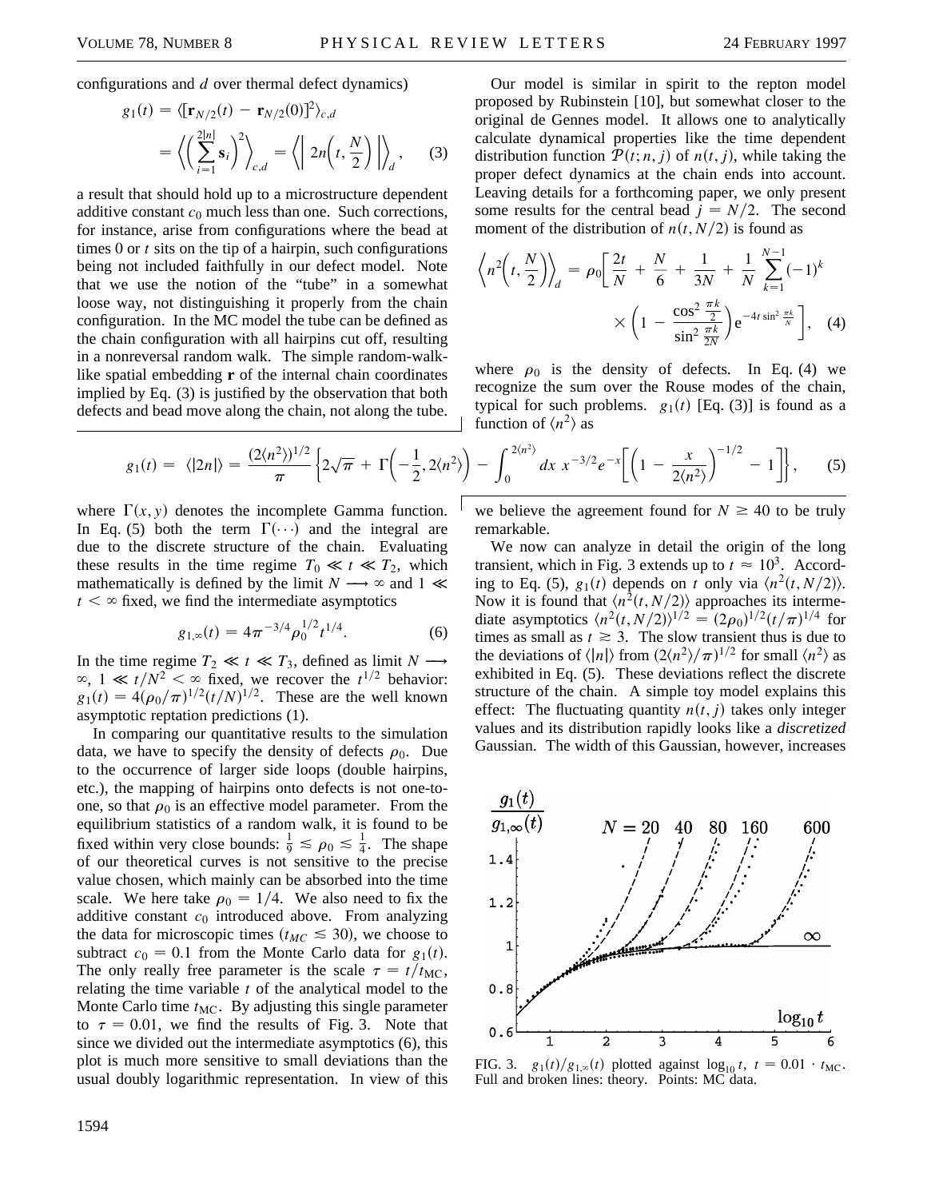configurations and $d$ over thermal defect dynamics)

$$g_1(t) = \langle [\mathbf{r}_{N/2}(t) - \mathbf{r}_{N/2}(0)]^2 \rangle_{c,d} = \left\langle \left( \sum_{i=1}^{2|n|} \mathbf{s}_i \right)^2 \right\rangle_{c,d} = \left\langle \left| 2n\left(t, \frac{N}{2}\right) \right| \right\rangle_d, \quad (3)$$

a result that should hold up to a microstructure dependent additive constant $c_0$ much less than one. Such corrections, for instance, arise from configurations where the bead at times 0 or $t$ sits on the tip of a hairpin, such configurations being not included faithfully in our defect model. Note that we use the notion of the "tube" in a somewhat loose way, not distinguishing it properly from the chain configuration. In the MC model the tube can be defined as the chain configuration with all hairpins cut off, resulting in a nonreversal random walk. The simple random-walk-like spatial embedding $\mathbf{r}$ of the internal chain coordinates implied by Eq. (3) is justified by the observation that both defects and bead move along the chain, not along the tube.

Our model is similar in spirit to the repton model proposed by Rubinstein [10], but somewhat closer to the original de Gennes model. It allows one to analytically calculate dynamical properties like the time dependent distribution function $\mathcal{P}(t; n, j)$ of $n(t, j)$, while taking the proper defect dynamics at the chain ends into account. Leaving details for a forthcoming paper, we only present some results for the central bead $j = N/2$. The second moment of the distribution of $n(t, N/2)$ is found as

$$\left\langle n^2\left(t, \frac{N}{2}\right) \right\rangle_d = \rho_0 \left[ \frac{2t}{N} + \frac{N}{6} + \frac{1}{3N} + \frac{1}{N} \sum_{k=1}^{N-1} (-1)^k \times \left( 1 - \frac{\cos^2 \frac{\pi k}{2}}{\sin^2 \frac{\pi k}{2N}} \right) e^{-4t \sin^2 \frac{\pi k}{N}} \right], \quad (4)$$

where $\rho_0$ is the density of defects. In Eq. (4) we recognize the sum over the Rouse modes of the chain, typical for such problems. $g_1(t)$ [Eq. (3)] is found as a function of $\langle n^2 \rangle$ as

$$g_1(t) = \langle |2n| \rangle = \frac{(2\langle n^2 \rangle)^{1/2}}{\pi} \left\{ 2\sqrt{\pi} + \Gamma\left(-\frac{1}{2}, 2\langle n^2 \rangle\right) - \int_0^{2\langle n^2 \rangle} dx\, x^{-3/2} e^{-x} \left[ \left(1 - \frac{x}{2\langle n^2 \rangle}\right)^{-1/2} - 1 \right] \right\}, \quad (5)$$

where $\Gamma(x, y)$ denotes the incomplete Gamma function. In Eq. (5) both the term $\Gamma(\cdots)$ and the integral are due to the discrete structure of the chain. Evaluating these results in the time regime $T_0 \ll t \ll T_2$, which mathematically is defined by the limit $N \longrightarrow \infty$ and $1 \ll t < \infty$ fixed, we find the intermediate asymptotics

$$g_{1,\infty}(t) = 4\pi^{-3/4} \rho_0^{1/2} t^{1/4}. \quad (6)$$

In the time regime $T_2 \ll t \ll T_3$, defined as limit $N \longrightarrow \infty$, $1 \ll t/N^2 < \infty$ fixed, we recover the $t^{1/2}$ behavior: $g_1(t) = 4(\rho_0/\pi)^{1/2}(t/N)^{1/2}$. These are the well known asymptotic reptation predictions (1).

In comparing our quantitative results to the simulation data, we have to specify the density of defects $\rho_0$. Due to the occurrence of larger side loops (double hairpins, etc.), the mapping of hairpins onto defects is not one-to-one, so that $\rho_0$ is an effective model parameter. From the equilibrium statistics of a random walk, it is found to be fixed within very close bounds: $\frac{1}{9} \lesssim \rho_0 \lesssim \frac{1}{4}$. The shape of our theoretical curves is not sensitive to the precise value chosen, which mainly can be absorbed into the time scale. We here take $\rho_0 = 1/4$. We also need to fix the additive constant $c_0$ introduced above. From analyzing the data for microscopic times ($t_{MC} \lesssim 30$), we choose to subtract $c_0 = 0.1$ from the Monte Carlo data for $g_1(t)$. The only really free parameter is the scale $\tau = t/t_{\mathrm{MC}}$, relating the time variable $t$ of the analytical model to the Monte Carlo time $t_{\mathrm{MC}}$. By adjusting this single parameter to $\tau = 0.01$, we find the results of Fig. 3. Note that since we divided out the intermediate asymptotics (6), this plot is much more sensitive to small deviations than the usual doubly logarithmic representation. In view of this we believe the agreement found for $N \geq 40$ to be truly remarkable.

We now can analyze in detail the origin of the long transient, which in Fig. 3 extends up to $t \approx 10^3$. According to Eq. (5), $g_1(t)$ depends on $t$ only via $\langle n^2(t, N/2) \rangle$. Now it is found that $\langle n^2(t, N/2) \rangle$ approaches its intermediate asymptotics $\langle n^2(t, N/2) \rangle^{1/2} = (2\rho_0)^{1/2}(t/\pi)^{1/4}$ for times as small as $t \gtrsim 3$. The slow transient thus is due to the deviations of $\langle |n| \rangle$ from $(2\langle n^2 \rangle/\pi)^{1/2}$ for small $\langle n^2 \rangle$ as exhibited in Eq. (5). These deviations reflect the discrete structure of the chain. A simple toy model explains this effect: The fluctuating quantity $n(t, j)$ takes only integer values and its distribution rapidly looks like a *discretized* Gaussian. The width of this Gaussian, however, increases

FIG. 3. $g_1(t)/g_{1,\infty}(t)$ plotted against $\log_{10} t$, $t = 0.01 \cdot t_{\mathrm{MC}}$. Full and broken lines: theory. Points: MC data.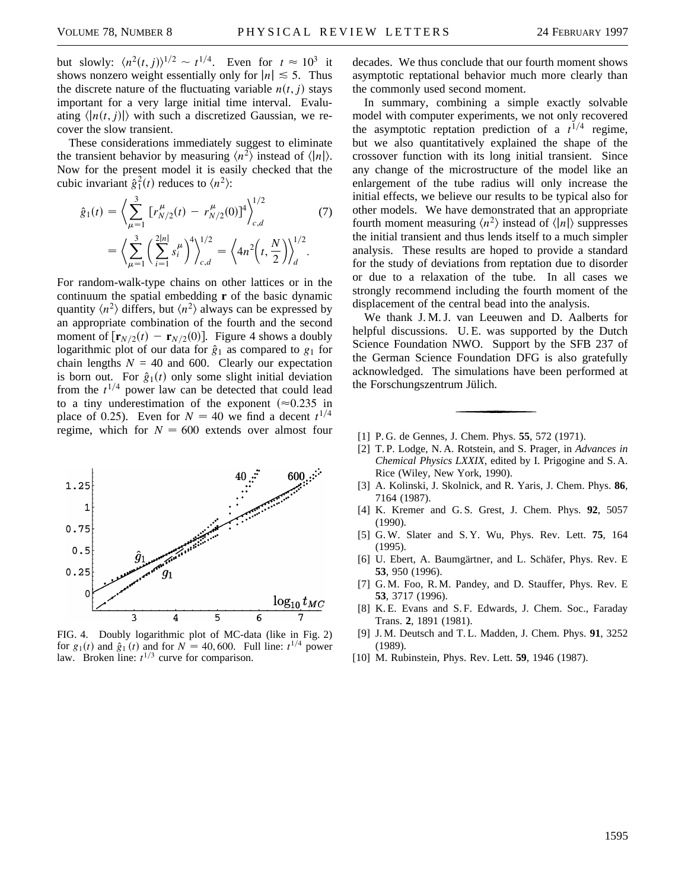but slowly: $\langle n^2(t,j)\rangle^{1/2} \sim t^{1/4}$. Even for $t \approx 10^3$ it shows nonzero weight essentially only for $|n| \lesssim 5$. Thus the discrete nature of the fluctuating variable $n(t,j)$ stays important for a very large initial time interval. Evaluating $\langle |n(t,j)| \rangle$ with such a discretized Gaussian, we recover the slow transient.

These considerations immediately suggest to eliminate the transient behavior by measuring $\langle n^2 \rangle$ instead of $\langle |n| \rangle$. Now for the present model it is easily checked that the cubic invariant $\hat{g}_1^2(t)$ reduces to $\langle n^2 \rangle$:

$$\hat{g}_1(t) = \left\langle \sum_{\mu=1}^{3} [r_{N/2}^{\mu}(t) - r_{N/2}^{\mu}(0)]^4 \right\rangle_{c,d}^{1/2} \tag{7}$$

$$= \left\langle \sum_{\mu=1}^{3} \left( \sum_{i=1}^{2|n|} s_i^{\mu} \right)^4 \right\rangle_{c,d}^{1/2} = \left\langle 4n^2\left(t, \frac{N}{2}\right) \right\rangle_d^{1/2}.$$

For random-walk-type chains on other lattices or in the continuum the spatial embedding $\mathbf{r}$ of the basic dynamic quantity $\langle n^2 \rangle$ differs, but $\langle n^2 \rangle$ always can be expressed by an appropriate combination of the fourth and the second moment of $[\mathbf{r}_{N/2}(t) - \mathbf{r}_{N/2}(0)]$. Figure 4 shows a doubly logarithmic plot of our data for $\hat{g}_1$ as compared to $g_1$ for chain lengths $N = 40$ and 600. Clearly our expectation is born out. For $\hat{g}_1(t)$ only some slight initial deviation from the $t^{1/4}$ power law can be detected that could lead to a tiny underestimation of the exponent ($\approx 0.235$ in place of 0.25). Even for $N = 40$ we find a decent $t^{1/4}$ regime, which for $N = 600$ extends over almost four decades. We thus conclude that our fourth moment shows asymptotic reptational behavior much more clearly than the commonly used second moment.

1.25
1
0.75
0.5
0.25
0
3 4 5 6 7
$\log_{10} t_{MC}$
40
600
$\hat{g}_1$
$g_1$

FIG. 4. Doubly logarithmic plot of MC-data (like in Fig. 2) for $g_1(t)$ and $\hat{g}_1(t)$ and for $N = 40, 600$. Full line: $t^{1/4}$ power law. Broken line: $t^{1/3}$ curve for comparison.

In summary, combining a simple exactly solvable model with computer experiments, we not only recovered the asymptotic reptation prediction of a $t^{1/4}$ regime, but we also quantitatively explained the shape of the crossover function with its long initial transient. Since any change of the microstructure of the model like an enlargement of the tube radius will only increase the initial effects, we believe our results to be typical also for other models. We have demonstrated that an appropriate fourth moment measuring $\langle n^2 \rangle$ instead of $\langle |n| \rangle$ suppresses the initial transient and thus lends itself to a much simpler analysis. These results are hoped to provide a standard for the study of deviations from reptation due to disorder or due to a relaxation of the tube. In all cases we strongly recommend including the fourth moment of the displacement of the central bead into the analysis.

We thank J. M. J. van Leeuwen and D. Aalberts for helpful discussions. U. E. was supported by the Dutch Science Foundation NWO. Support by the SFB 237 of the German Science Foundation DFG is also gratefully acknowledged. The simulations have been performed at the Forschungszentrum Jülich.

---

[1] P. G. de Gennes, J. Chem. Phys. **55**, 572 (1971).

[2] T. P. Lodge, N. A. Rotstein, and S. Prager, in *Advances in Chemical Physics LXXIX*, edited by I. Prigogine and S. A. Rice (Wiley, New York, 1990).

[3] A. Kolinski, J. Skolnick, and R. Yaris, J. Chem. Phys. **86**, 7164 (1987).

[4] K. Kremer and G. S. Grest, J. Chem. Phys. **92**, 5057 (1990).

[5] G. W. Slater and S. Y. Wu, Phys. Rev. Lett. **75**, 164 (1995).

[6] U. Ebert, A. Baumgärtner, and L. Schäfer, Phys. Rev. E **53**, 950 (1996).

[7] G. M. Foo, R. M. Pandey, and D. Stauffer, Phys. Rev. E **53**, 3717 (1996).

[8] K. E. Evans and S. F. Edwards, J. Chem. Soc., Faraday Trans. **2**, 1891 (1981).

[9] J. M. Deutsch and T. L. Madden, J. Chem. Phys. **91**, 3252 (1989).

[10] M. Rubinstein, Phys. Rev. Lett. **59**, 1946 (1987).